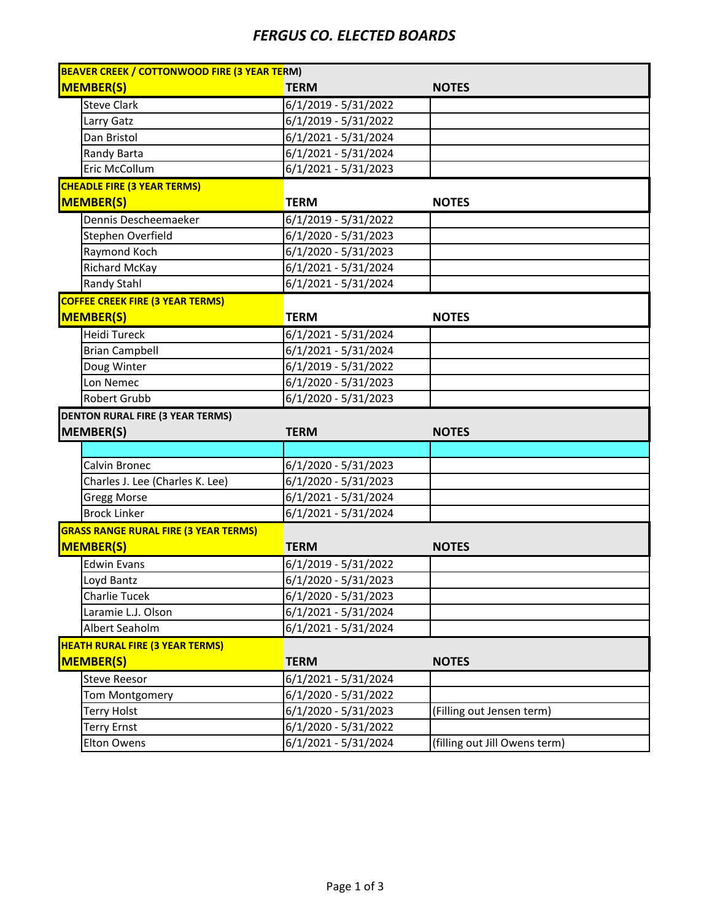# *FERGUS CO. ELECTED BOARDS*

| BEAVER CREEK / COTTONWOOD FIRE (3 YEAR TERM) | | |
|---|---|---|
| **MEMBER(S)** | **TERM** | **NOTES** |
| Steve Clark | 6/1/2019 - 5/31/2022 | |
| Larry Gatz | 6/1/2019 - 5/31/2022 | |
| Dan Bristol | 6/1/2021 - 5/31/2024 | |
| Randy Barta | 6/1/2021 - 5/31/2024 | |
| Eric McCollum | 6/1/2021 - 5/31/2023 | |

| CHEADLE FIRE (3 YEAR TERMS) | | |
|---|---|---|
| **MEMBER(S)** | **TERM** | **NOTES** |
| Dennis Descheemaeker | 6/1/2019 - 5/31/2022 | |
| Stephen Overfield | 6/1/2020 - 5/31/2023 | |
| Raymond Koch | 6/1/2020 - 5/31/2023 | |
| Richard McKay | 6/1/2021 - 5/31/2024 | |
| Randy Stahl | 6/1/2021 - 5/31/2024 | |

| COFFEE CREEK FIRE (3 YEAR TERMS) | | |
|---|---|---|
| **MEMBER(S)** | **TERM** | **NOTES** |
| Heidi Tureck | 6/1/2021 - 5/31/2024 | |
| Brian Campbell | 6/1/2021 - 5/31/2024 | |
| Doug Winter | 6/1/2019 - 5/31/2022 | |
| Lon Nemec | 6/1/2020 - 5/31/2023 | |
| Robert Grubb | 6/1/2020 - 5/31/2023 | |

| DENTON RURAL FIRE (3 YEAR TERMS) | | |
|---|---|---|
| **MEMBER(S)** | **TERM** | **NOTES** |
| | | |
| Calvin Bronec | 6/1/2020 - 5/31/2023 | |
| Charles J. Lee (Charles K. Lee) | 6/1/2020 - 5/31/2023 | |
| Gregg Morse | 6/1/2021 - 5/31/2024 | |
| Brock Linker | 6/1/2021 - 5/31/2024 | |

| GRASS RANGE RURAL FIRE (3 YEAR TERMS) | | |
|---|---|---|
| **MEMBER(S)** | **TERM** | **NOTES** |
| Edwin Evans | 6/1/2019 - 5/31/2022 | |
| Loyd Bantz | 6/1/2020 - 5/31/2023 | |
| Charlie Tucek | 6/1/2020 - 5/31/2023 | |
| Laramie L.J. Olson | 6/1/2021 - 5/31/2024 | |
| Albert Seaholm | 6/1/2021 - 5/31/2024 | |

| HEATH RURAL FIRE (3 YEAR TERMS) | | |
|---|---|---|
| **MEMBER(S)** | **TERM** | **NOTES** |
| Steve Reesor | 6/1/2021 - 5/31/2024 | |
| Tom Montgomery | 6/1/2020 - 5/31/2022 | |
| Terry Holst | 6/1/2020 - 5/31/2023 | (Filling out Jensen term) |
| Terry Ernst | 6/1/2020 - 5/31/2022 | |
| Elton Owens | 6/1/2021 - 5/31/2024 | (filling out Jill Owens term) |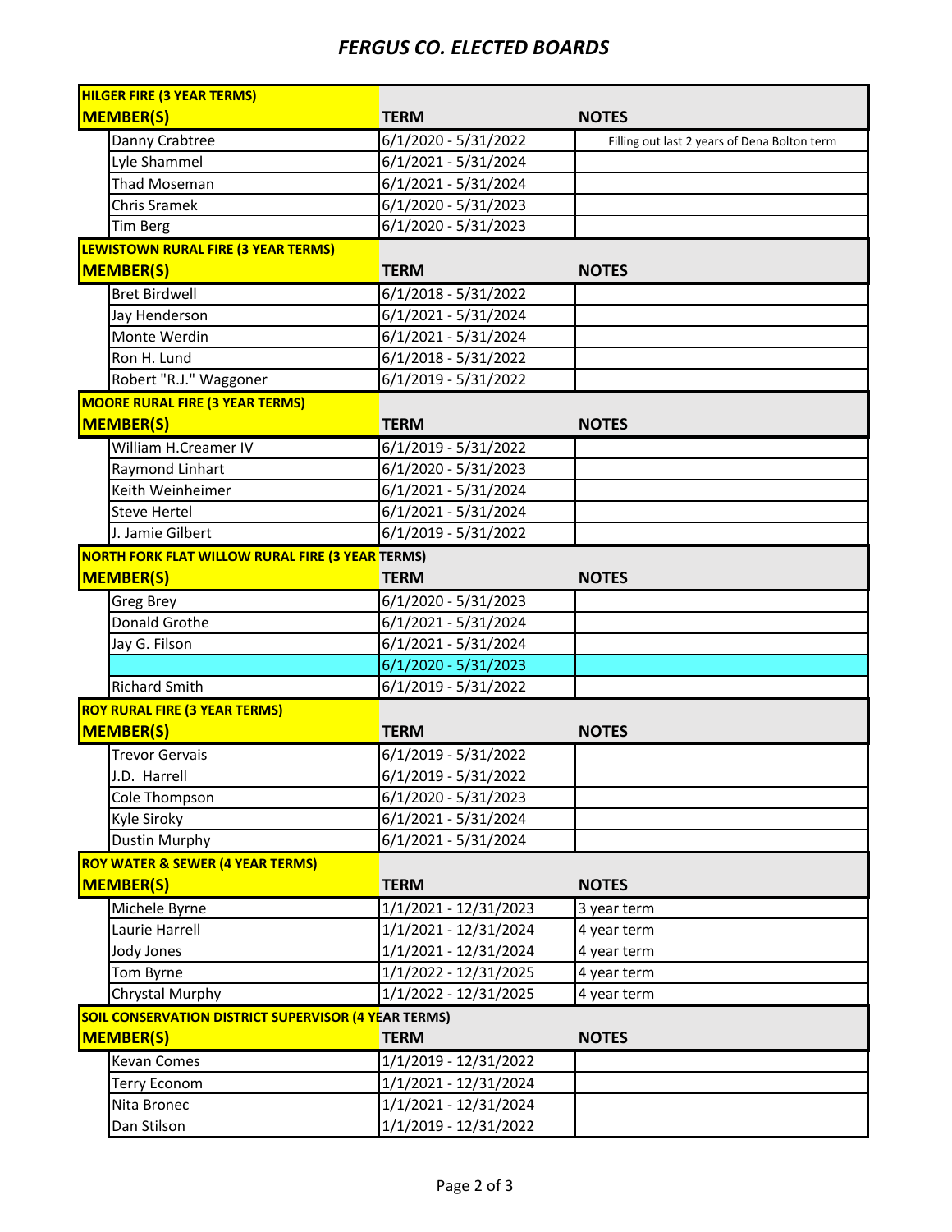# FERGUS CO. ELECTED BOARDS

## HILGER FIRE (3 YEAR TERMS)

| MEMBER(S) | TERM | NOTES |
|---|---|---|
| Danny Crabtree | 6/1/2020 - 5/31/2022 | Filling out last 2 years of Dena Bolton term |
| Lyle Shammel | 6/1/2021 - 5/31/2024 | |
| Thad Moseman | 6/1/2021 - 5/31/2024 | |
| Chris Sramek | 6/1/2020 - 5/31/2023 | |
| Tim Berg | 6/1/2020 - 5/31/2023 | |

## LEWISTOWN RURAL FIRE (3 YEAR TERMS)

| MEMBER(S) | TERM | NOTES |
|---|---|---|
| Bret Birdwell | 6/1/2018 - 5/31/2022 | |
| Jay Henderson | 6/1/2021 - 5/31/2024 | |
| Monte Werdin | 6/1/2021 - 5/31/2024 | |
| Ron H. Lund | 6/1/2018 - 5/31/2022 | |
| Robert "R.J." Waggoner | 6/1/2019 - 5/31/2022 | |

## MOORE RURAL FIRE (3 YEAR TERMS)

| MEMBER(S) | TERM | NOTES |
|---|---|---|
| William H.Creamer IV | 6/1/2019 - 5/31/2022 | |
| Raymond Linhart | 6/1/2020 - 5/31/2023 | |
| Keith Weinheimer | 6/1/2021 - 5/31/2024 | |
| Steve Hertel | 6/1/2021 - 5/31/2024 | |
| J. Jamie Gilbert | 6/1/2019 - 5/31/2022 | |

## NORTH FORK FLAT WILLOW RURAL FIRE (3 YEAR TERMS)

| MEMBER(S) | TERM | NOTES |
|---|---|---|
| Greg Brey | 6/1/2020 - 5/31/2023 | |
| Donald Grothe | 6/1/2021 - 5/31/2024 | |
| Jay G. Filson | 6/1/2021 - 5/31/2024 | |
| | 6/1/2020 - 5/31/2023 | |
| Richard Smith | 6/1/2019 - 5/31/2022 | |

## ROY RURAL FIRE (3 YEAR TERMS)

| MEMBER(S) | TERM | NOTES |
|---|---|---|
| Trevor Gervais | 6/1/2019 - 5/31/2022 | |
| J.D. Harrell | 6/1/2019 - 5/31/2022 | |
| Cole Thompson | 6/1/2020 - 5/31/2023 | |
| Kyle Siroky | 6/1/2021 - 5/31/2024 | |
| Dustin Murphy | 6/1/2021 - 5/31/2024 | |

## ROY WATER & SEWER (4 YEAR TERMS)

| MEMBER(S) | TERM | NOTES |
|---|---|---|
| Michele Byrne | 1/1/2021 - 12/31/2023 | 3 year term |
| Laurie Harrell | 1/1/2021 - 12/31/2024 | 4 year term |
| Jody Jones | 1/1/2021 - 12/31/2024 | 4 year term |
| Tom Byrne | 1/1/2022 - 12/31/2025 | 4 year term |
| Chrystal Murphy | 1/1/2022 - 12/31/2025 | 4 year term |

## SOIL CONSERVATION DISTRICT SUPERVISOR (4 YEAR TERMS)

| MEMBER(S) | TERM | NOTES |
|---|---|---|
| Kevan Comes | 1/1/2019 - 12/31/2022 | |
| Terry Econom | 1/1/2021 - 12/31/2024 | |
| Nita Bronec | 1/1/2021 - 12/31/2024 | |
| Dan Stilson | 1/1/2019 - 12/31/2022 | |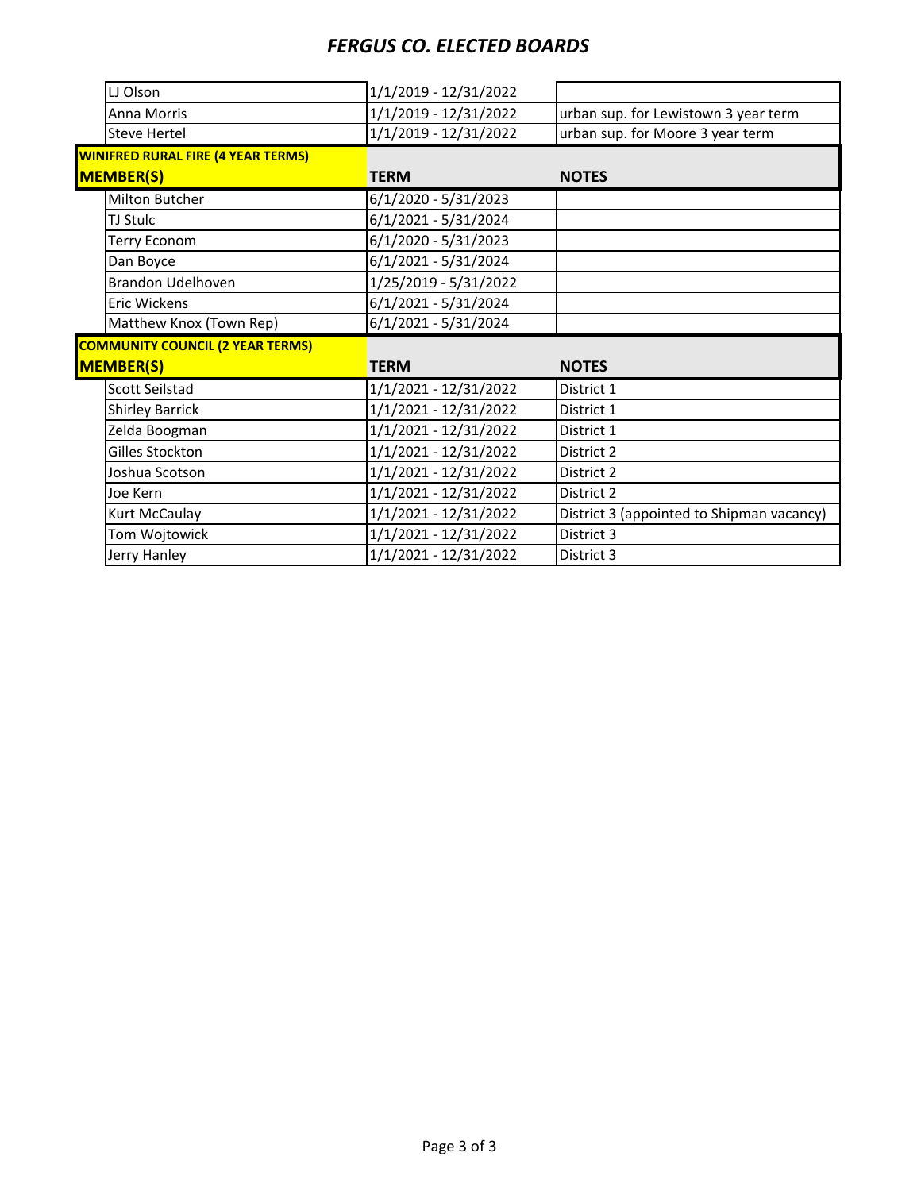| | | |
|---|---|---|
| LJ Olson | 1/1/2019 - 12/31/2022 | |
| Anna Morris | 1/1/2019 - 12/31/2022 | urban sup. for Lewistown 3 year term |
| Steve Hertel | 1/1/2019 - 12/31/2022 | urban sup. for Moore 3 year term |

**WINIFRED RURAL FIRE (4 YEAR TERMS)**

| MEMBER(S) | TERM | NOTES |
|---|---|---|
| Milton Butcher | 6/1/2020 - 5/31/2023 | |
| TJ Stulc | 6/1/2021 - 5/31/2024 | |
| Terry Econom | 6/1/2020 - 5/31/2023 | |
| Dan Boyce | 6/1/2021 - 5/31/2024 | |
| Brandon Udelhoven | 1/25/2019 - 5/31/2022 | |
| Eric Wickens | 6/1/2021 - 5/31/2024 | |
| Matthew Knox (Town Rep) | 6/1/2021 - 5/31/2024 | |

**COMMUNITY COUNCIL (2 YEAR TERMS)**

| MEMBER(S) | TERM | NOTES |
|---|---|---|
| Scott Seilstad | 1/1/2021 - 12/31/2022 | District 1 |
| Shirley Barrick | 1/1/2021 - 12/31/2022 | District 1 |
| Zelda Boogman | 1/1/2021 - 12/31/2022 | District 1 |
| Gilles Stockton | 1/1/2021 - 12/31/2022 | District 2 |
| Joshua Scotson | 1/1/2021 - 12/31/2022 | District 2 |
| Joe Kern | 1/1/2021 - 12/31/2022 | District 2 |
| Kurt McCaulay | 1/1/2021 - 12/31/2022 | District 3 (appointed to Shipman vacancy) |
| Tom Wojtowick | 1/1/2021 - 12/31/2022 | District 3 |
| Jerry Hanley | 1/1/2021 - 12/31/2022 | District 3 |